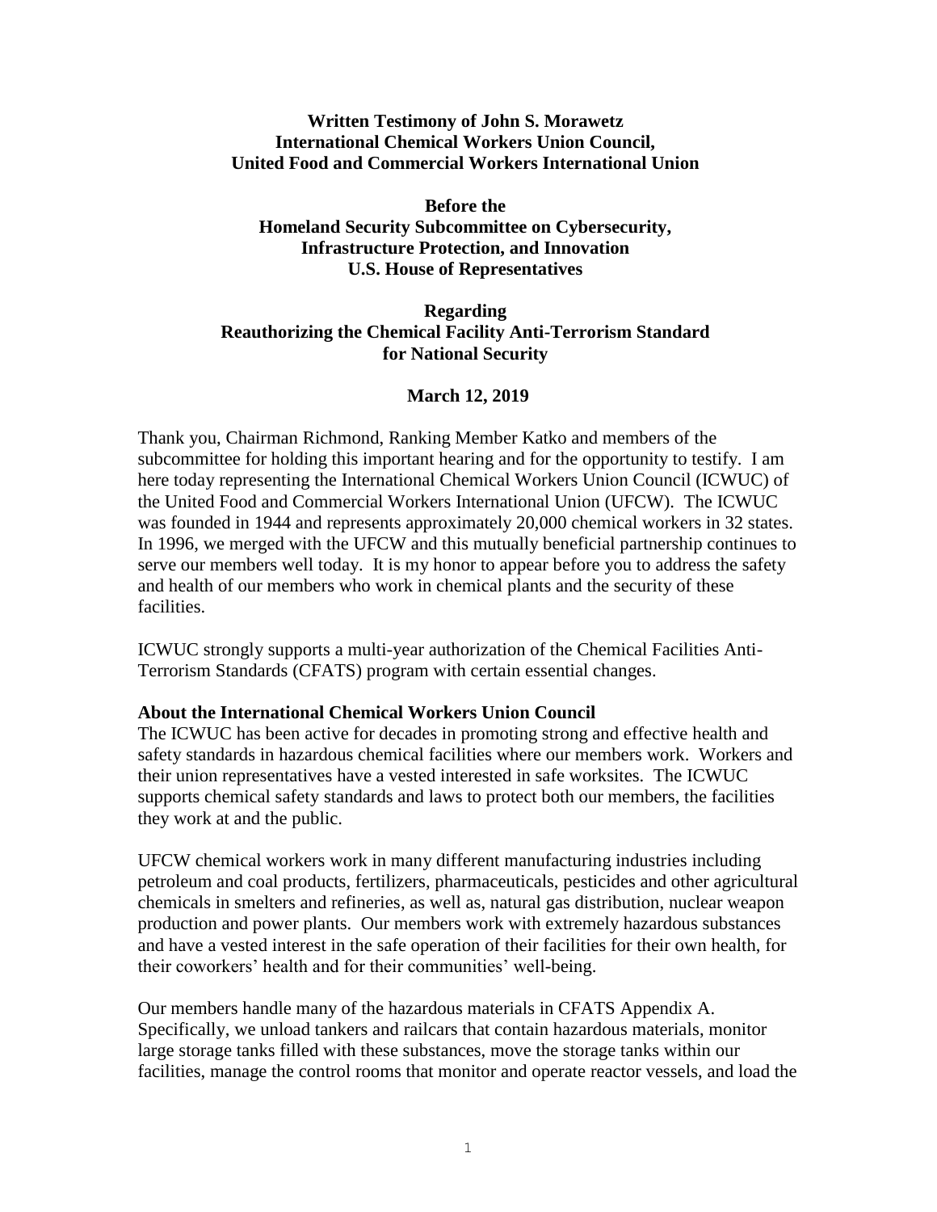**Written Testimony of John S. Morawetz**
**International Chemical Workers Union Council,**
**United Food and Commercial Workers International Union**

**Before the**
**Homeland Security Subcommittee on Cybersecurity, Infrastructure Protection, and Innovation**
**U.S. House of Representatives**

**Regarding**
**Reauthorizing the Chemical Facility Anti-Terrorism Standard for National Security**

**March 12, 2019**

Thank you, Chairman Richmond, Ranking Member Katko and members of the subcommittee for holding this important hearing and for the opportunity to testify. I am here today representing the International Chemical Workers Union Council (ICWUC) of the United Food and Commercial Workers International Union (UFCW). The ICWUC was founded in 1944 and represents approximately 20,000 chemical workers in 32 states. In 1996, we merged with the UFCW and this mutually beneficial partnership continues to serve our members well today. It is my honor to appear before you to address the safety and health of our members who work in chemical plants and the security of these facilities.

ICWUC strongly supports a multi-year authorization of the Chemical Facilities Anti-Terrorism Standards (CFATS) program with certain essential changes.

**About the International Chemical Workers Union Council**

The ICWUC has been active for decades in promoting strong and effective health and safety standards in hazardous chemical facilities where our members work. Workers and their union representatives have a vested interested in safe worksites. The ICWUC supports chemical safety standards and laws to protect both our members, the facilities they work at and the public.

UFCW chemical workers work in many different manufacturing industries including petroleum and coal products, fertilizers, pharmaceuticals, pesticides and other agricultural chemicals in smelters and refineries, as well as, natural gas distribution, nuclear weapon production and power plants. Our members work with extremely hazardous substances and have a vested interest in the safe operation of their facilities for their own health, for their coworkers' health and for their communities' well-being.

Our members handle many of the hazardous materials in CFATS Appendix A. Specifically, we unload tankers and railcars that contain hazardous materials, monitor large storage tanks filled with these substances, move the storage tanks within our facilities, manage the control rooms that monitor and operate reactor vessels, and load the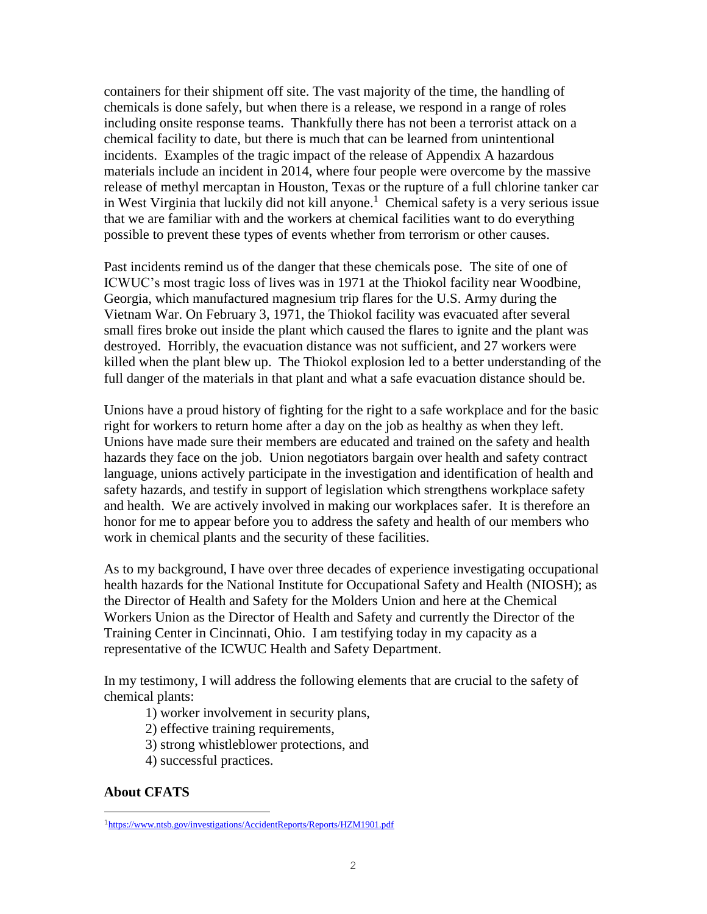containers for their shipment off site. The vast majority of the time, the handling of chemicals is done safely, but when there is a release, we respond in a range of roles including onsite response teams. Thankfully there has not been a terrorist attack on a chemical facility to date, but there is much that can be learned from unintentional incidents. Examples of the tragic impact of the release of Appendix A hazardous materials include an incident in 2014, where four people were overcome by the massive release of methyl mercaptan in Houston, Texas or the rupture of a full chlorine tanker car in West Virginia that luckily did not kill anyone.[1] Chemical safety is a very serious issue that we are familiar with and the workers at chemical facilities want to do everything possible to prevent these types of events whether from terrorism or other causes.

Past incidents remind us of the danger that these chemicals pose. The site of one of ICWUC's most tragic loss of lives was in 1971 at the Thiokol facility near Woodbine, Georgia, which manufactured magnesium trip flares for the U.S. Army during the Vietnam War. On February 3, 1971, the Thiokol facility was evacuated after several small fires broke out inside the plant which caused the flares to ignite and the plant was destroyed. Horribly, the evacuation distance was not sufficient, and 27 workers were killed when the plant blew up. The Thiokol explosion led to a better understanding of the full danger of the materials in that plant and what a safe evacuation distance should be.

Unions have a proud history of fighting for the right to a safe workplace and for the basic right for workers to return home after a day on the job as healthy as when they left. Unions have made sure their members are educated and trained on the safety and health hazards they face on the job. Union negotiators bargain over health and safety contract language, unions actively participate in the investigation and identification of health and safety hazards, and testify in support of legislation which strengthens workplace safety and health. We are actively involved in making our workplaces safer. It is therefore an honor for me to appear before you to address the safety and health of our members who work in chemical plants and the security of these facilities.

As to my background, I have over three decades of experience investigating occupational health hazards for the National Institute for Occupational Safety and Health (NIOSH); as the Director of Health and Safety for the Molders Union and here at the Chemical Workers Union as the Director of Health and Safety and currently the Director of the Training Center in Cincinnati, Ohio. I am testifying today in my capacity as a representative of the ICWUC Health and Safety Department.

In my testimony, I will address the following elements that are crucial to the safety of chemical plants:

1) worker involvement in security plans,
2) effective training requirements,
3) strong whistleblower protections, and
4) successful practices.

**About CFATS**

---

[1] https://www.ntsb.gov/investigations/AccidentReports/Reports/HZM1901.pdf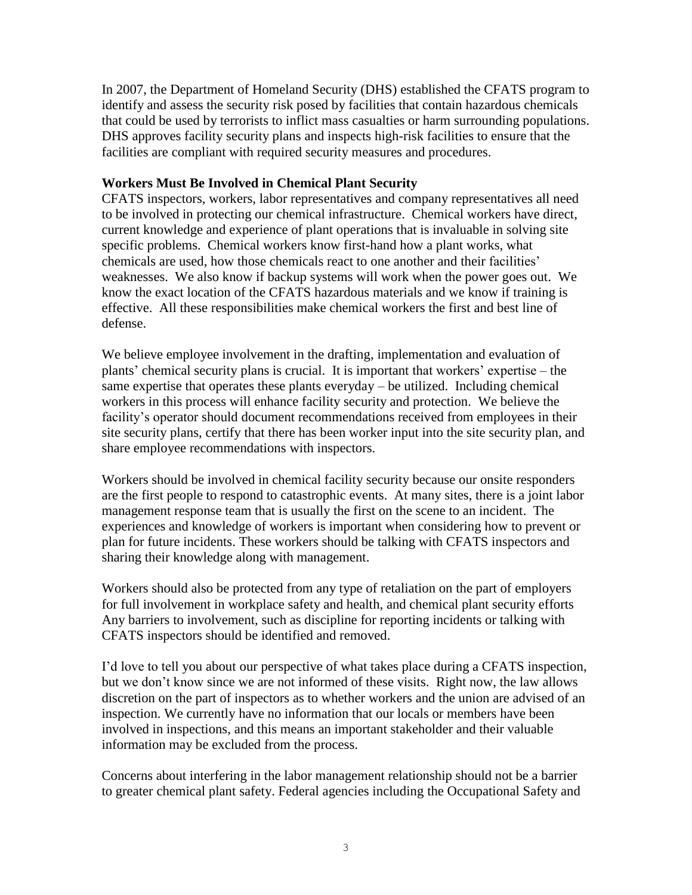In 2007, the Department of Homeland Security (DHS) established the CFATS program to identify and assess the security risk posed by facilities that contain hazardous chemicals that could be used by terrorists to inflict mass casualties or harm surrounding populations. DHS approves facility security plans and inspects high-risk facilities to ensure that the facilities are compliant with required security measures and procedures.

**Workers Must Be Involved in Chemical Plant Security**

CFATS inspectors, workers, labor representatives and company representatives all need to be involved in protecting our chemical infrastructure. Chemical workers have direct, current knowledge and experience of plant operations that is invaluable in solving site specific problems. Chemical workers know first-hand how a plant works, what chemicals are used, how those chemicals react to one another and their facilities' weaknesses. We also know if backup systems will work when the power goes out. We know the exact location of the CFATS hazardous materials and we know if training is effective. All these responsibilities make chemical workers the first and best line of defense.

We believe employee involvement in the drafting, implementation and evaluation of plants' chemical security plans is crucial. It is important that workers' expertise – the same expertise that operates these plants everyday – be utilized. Including chemical workers in this process will enhance facility security and protection. We believe the facility's operator should document recommendations received from employees in their site security plans, certify that there has been worker input into the site security plan, and share employee recommendations with inspectors.

Workers should be involved in chemical facility security because our onsite responders are the first people to respond to catastrophic events. At many sites, there is a joint labor management response team that is usually the first on the scene to an incident. The experiences and knowledge of workers is important when considering how to prevent or plan for future incidents. These workers should be talking with CFATS inspectors and sharing their knowledge along with management.

Workers should also be protected from any type of retaliation on the part of employers for full involvement in workplace safety and health, and chemical plant security efforts Any barriers to involvement, such as discipline for reporting incidents or talking with CFATS inspectors should be identified and removed.

I'd love to tell you about our perspective of what takes place during a CFATS inspection, but we don't know since we are not informed of these visits. Right now, the law allows discretion on the part of inspectors as to whether workers and the union are advised of an inspection. We currently have no information that our locals or members have been involved in inspections, and this means an important stakeholder and their valuable information may be excluded from the process.

Concerns about interfering in the labor management relationship should not be a barrier to greater chemical plant safety. Federal agencies including the Occupational Safety and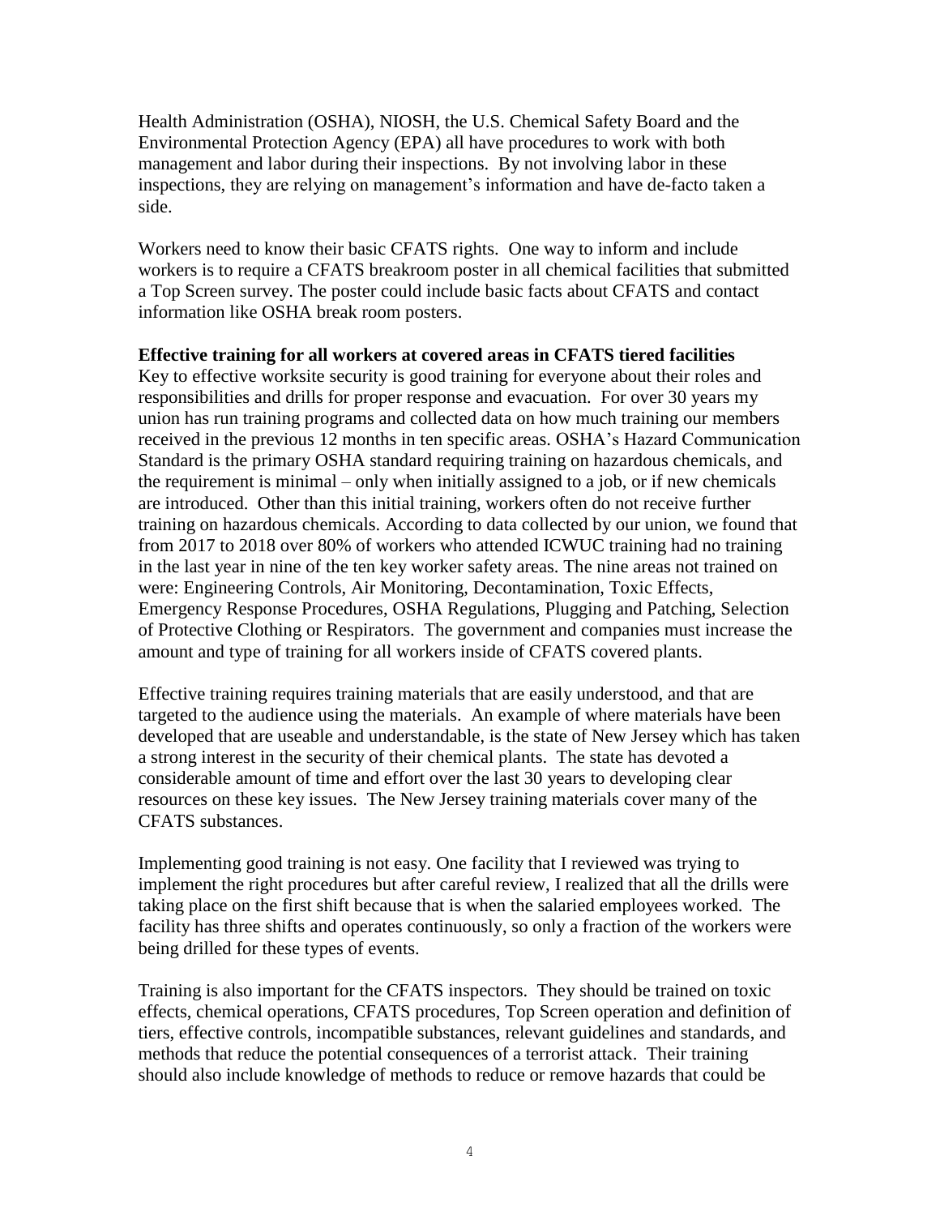Health Administration (OSHA), NIOSH, the U.S. Chemical Safety Board and the Environmental Protection Agency (EPA) all have procedures to work with both management and labor during their inspections. By not involving labor in these inspections, they are relying on management's information and have de-facto taken a side.

Workers need to know their basic CFATS rights. One way to inform and include workers is to require a CFATS breakroom poster in all chemical facilities that submitted a Top Screen survey. The poster could include basic facts about CFATS and contact information like OSHA break room posters.

**Effective training for all workers at covered areas in CFATS tiered facilities**

Key to effective worksite security is good training for everyone about their roles and responsibilities and drills for proper response and evacuation. For over 30 years my union has run training programs and collected data on how much training our members received in the previous 12 months in ten specific areas. OSHA's Hazard Communication Standard is the primary OSHA standard requiring training on hazardous chemicals, and the requirement is minimal – only when initially assigned to a job, or if new chemicals are introduced. Other than this initial training, workers often do not receive further training on hazardous chemicals. According to data collected by our union, we found that from 2017 to 2018 over 80% of workers who attended ICWUC training had no training in the last year in nine of the ten key worker safety areas. The nine areas not trained on were: Engineering Controls, Air Monitoring, Decontamination, Toxic Effects, Emergency Response Procedures, OSHA Regulations, Plugging and Patching, Selection of Protective Clothing or Respirators. The government and companies must increase the amount and type of training for all workers inside of CFATS covered plants.

Effective training requires training materials that are easily understood, and that are targeted to the audience using the materials. An example of where materials have been developed that are useable and understandable, is the state of New Jersey which has taken a strong interest in the security of their chemical plants. The state has devoted a considerable amount of time and effort over the last 30 years to developing clear resources on these key issues. The New Jersey training materials cover many of the CFATS substances.

Implementing good training is not easy. One facility that I reviewed was trying to implement the right procedures but after careful review, I realized that all the drills were taking place on the first shift because that is when the salaried employees worked. The facility has three shifts and operates continuously, so only a fraction of the workers were being drilled for these types of events.

Training is also important for the CFATS inspectors. They should be trained on toxic effects, chemical operations, CFATS procedures, Top Screen operation and definition of tiers, effective controls, incompatible substances, relevant guidelines and standards, and methods that reduce the potential consequences of a terrorist attack. Their training should also include knowledge of methods to reduce or remove hazards that could be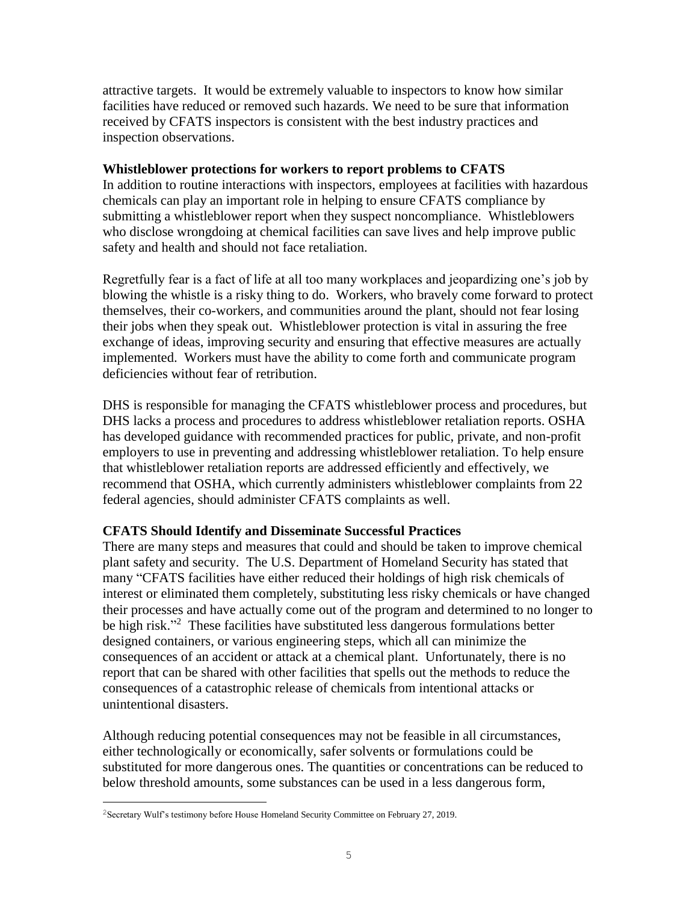attractive targets. It would be extremely valuable to inspectors to know how similar facilities have reduced or removed such hazards. We need to be sure that information received by CFATS inspectors is consistent with the best industry practices and inspection observations.

**Whistleblower protections for workers to report problems to CFATS**

In addition to routine interactions with inspectors, employees at facilities with hazardous chemicals can play an important role in helping to ensure CFATS compliance by submitting a whistleblower report when they suspect noncompliance. Whistleblowers who disclose wrongdoing at chemical facilities can save lives and help improve public safety and health and should not face retaliation.

Regretfully fear is a fact of life at all too many workplaces and jeopardizing one's job by blowing the whistle is a risky thing to do. Workers, who bravely come forward to protect themselves, their co-workers, and communities around the plant, should not fear losing their jobs when they speak out. Whistleblower protection is vital in assuring the free exchange of ideas, improving security and ensuring that effective measures are actually implemented. Workers must have the ability to come forth and communicate program deficiencies without fear of retribution.

DHS is responsible for managing the CFATS whistleblower process and procedures, but DHS lacks a process and procedures to address whistleblower retaliation reports. OSHA has developed guidance with recommended practices for public, private, and non-profit employers to use in preventing and addressing whistleblower retaliation. To help ensure that whistleblower retaliation reports are addressed efficiently and effectively, we recommend that OSHA, which currently administers whistleblower complaints from 22 federal agencies, should administer CFATS complaints as well.

**CFATS Should Identify and Disseminate Successful Practices**

There are many steps and measures that could and should be taken to improve chemical plant safety and security. The U.S. Department of Homeland Security has stated that many "CFATS facilities have either reduced their holdings of high risk chemicals of interest or eliminated them completely, substituting less risky chemicals or have changed their processes and have actually come out of the program and determined to no longer to be high risk."[2] These facilities have substituted less dangerous formulations better designed containers, or various engineering steps, which all can minimize the consequences of an accident or attack at a chemical plant. Unfortunately, there is no report that can be shared with other facilities that spells out the methods to reduce the consequences of a catastrophic release of chemicals from intentional attacks or unintentional disasters.

Although reducing potential consequences may not be feasible in all circumstances, either technologically or economically, safer solvents or formulations could be substituted for more dangerous ones. The quantities or concentrations can be reduced to below threshold amounts, some substances can be used in a less dangerous form,

---

[2]Secretary Wulf's testimony before House Homeland Security Committee on February 27, 2019.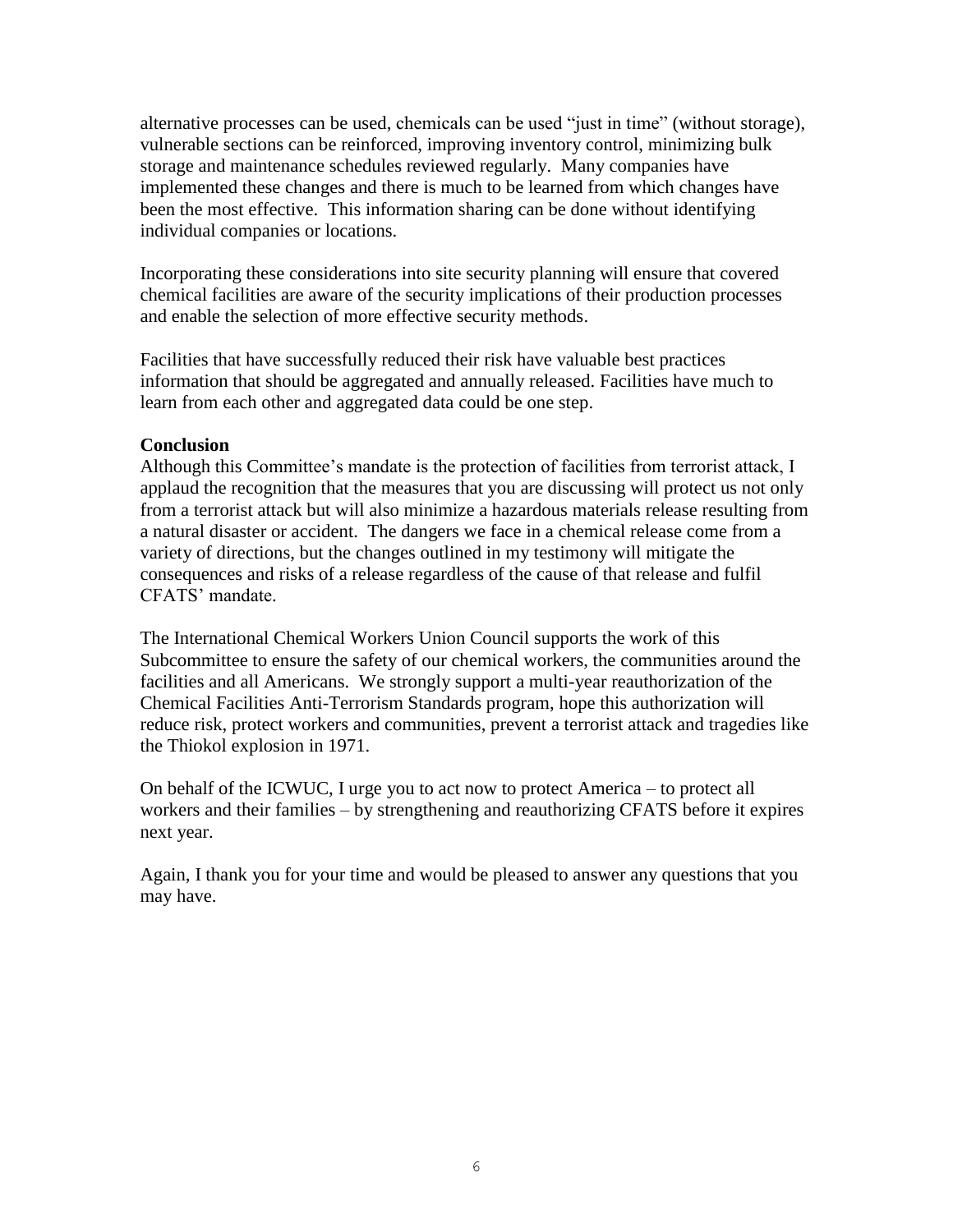alternative processes can be used, chemicals can be used "just in time" (without storage), vulnerable sections can be reinforced, improving inventory control, minimizing bulk storage and maintenance schedules reviewed regularly. Many companies have implemented these changes and there is much to be learned from which changes have been the most effective. This information sharing can be done without identifying individual companies or locations.

Incorporating these considerations into site security planning will ensure that covered chemical facilities are aware of the security implications of their production processes and enable the selection of more effective security methods.

Facilities that have successfully reduced their risk have valuable best practices information that should be aggregated and annually released. Facilities have much to learn from each other and aggregated data could be one step.

**Conclusion**

Although this Committee's mandate is the protection of facilities from terrorist attack, I applaud the recognition that the measures that you are discussing will protect us not only from a terrorist attack but will also minimize a hazardous materials release resulting from a natural disaster or accident. The dangers we face in a chemical release come from a variety of directions, but the changes outlined in my testimony will mitigate the consequences and risks of a release regardless of the cause of that release and fulfil CFATS' mandate.

The International Chemical Workers Union Council supports the work of this Subcommittee to ensure the safety of our chemical workers, the communities around the facilities and all Americans. We strongly support a multi-year reauthorization of the Chemical Facilities Anti-Terrorism Standards program, hope this authorization will reduce risk, protect workers and communities, prevent a terrorist attack and tragedies like the Thiokol explosion in 1971.

On behalf of the ICWUC, I urge you to act now to protect America – to protect all workers and their families – by strengthening and reauthorizing CFATS before it expires next year.

Again, I thank you for your time and would be pleased to answer any questions that you may have.